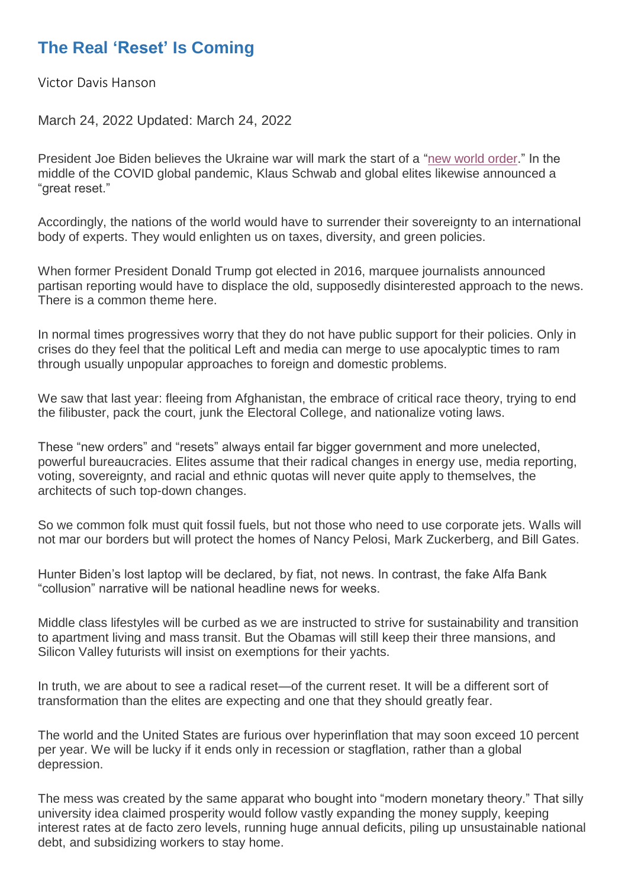# The Real 'Reset' Is Coming

Victor Davis Hanson

March 24, 2022 Updated: March 24, 2022

President Joe Biden believes the Ukraine war will mark the start of a "new world order." In the middle of the COVID global pandemic, Klaus Schwab and global elites likewise announced a "great reset."

Accordingly, the nations of the world would have to surrender their sovereignty to an international body of experts. They would enlighten us on taxes, diversity, and green policies.

When former President Donald Trump got elected in 2016, marquee journalists announced partisan reporting would have to displace the old, supposedly disinterested approach to the news. There is a common theme here.

In normal times progressives worry that they do not have public support for their policies. Only in crises do they feel that the political Left and media can merge to use apocalyptic times to ram through usually unpopular approaches to foreign and domestic problems.

We saw that last year: fleeing from Afghanistan, the embrace of critical race theory, trying to end the filibuster, pack the court, junk the Electoral College, and nationalize voting laws.

These "new orders" and "resets" always entail far bigger government and more unelected, powerful bureaucracies. Elites assume that their radical changes in energy use, media reporting, voting, sovereignty, and racial and ethnic quotas will never quite apply to themselves, the architects of such top-down changes.

So we common folk must quit fossil fuels, but not those who need to use corporate jets. Walls will not mar our borders but will protect the homes of Nancy Pelosi, Mark Zuckerberg, and Bill Gates.

Hunter Biden's lost laptop will be declared, by fiat, not news. In contrast, the fake Alfa Bank "collusion" narrative will be national headline news for weeks.

Middle class lifestyles will be curbed as we are instructed to strive for sustainability and transition to apartment living and mass transit. But the Obamas will still keep their three mansions, and Silicon Valley futurists will insist on exemptions for their yachts.

In truth, we are about to see a radical reset—of the current reset. It will be a different sort of transformation than the elites are expecting and one that they should greatly fear.

The world and the United States are furious over hyperinflation that may soon exceed 10 percent per year. We will be lucky if it ends only in recession or stagflation, rather than a global depression.

The mess was created by the same apparat who bought into "modern monetary theory." That silly university idea claimed prosperity would follow vastly expanding the money supply, keeping interest rates at de facto zero levels, running huge annual deficits, piling up unsustainable national debt, and subsidizing workers to stay home.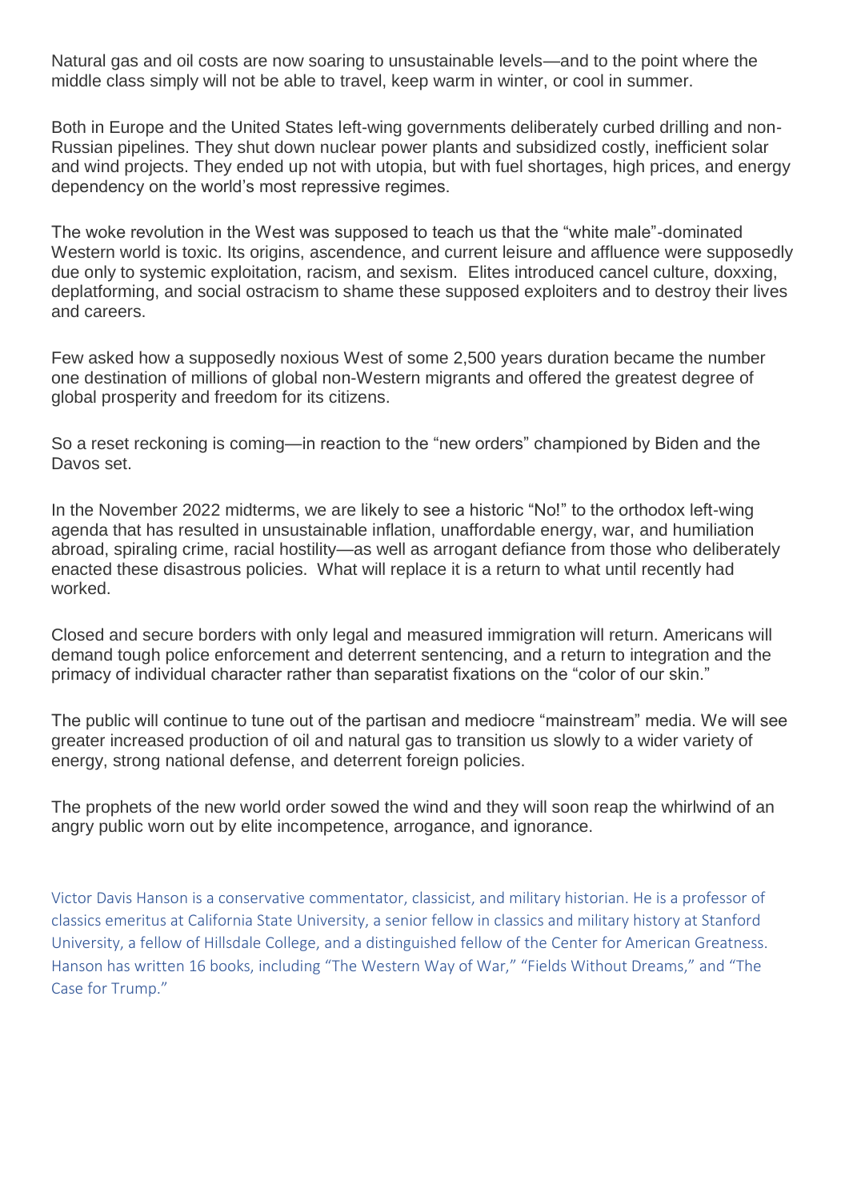Natural gas and oil costs are now soaring to unsustainable levels—and to the point where the middle class simply will not be able to travel, keep warm in winter, or cool in summer.

Both in Europe and the United States left-wing governments deliberately curbed drilling and non-Russian pipelines. They shut down nuclear power plants and subsidized costly, inefficient solar and wind projects. They ended up not with utopia, but with fuel shortages, high prices, and energy dependency on the world's most repressive regimes.

The woke revolution in the West was supposed to teach us that the "white male"-dominated Western world is toxic. Its origins, ascendence, and current leisure and affluence were supposedly due only to systemic exploitation, racism, and sexism. Elites introduced cancel culture, doxxing, deplatforming, and social ostracism to shame these supposed exploiters and to destroy their lives and careers.

Few asked how a supposedly noxious West of some 2,500 years duration became the number one destination of millions of global non-Western migrants and offered the greatest degree of global prosperity and freedom for its citizens.

So a reset reckoning is coming—in reaction to the "new orders" championed by Biden and the Davos set.

In the November 2022 midterms, we are likely to see a historic "No!" to the orthodox left-wing agenda that has resulted in unsustainable inflation, unaffordable energy, war, and humiliation abroad, spiraling crime, racial hostility—as well as arrogant defiance from those who deliberately enacted these disastrous policies. What will replace it is a return to what until recently had worked.

Closed and secure borders with only legal and measured immigration will return. Americans will demand tough police enforcement and deterrent sentencing, and a return to integration and the primacy of individual character rather than separatist fixations on the "color of our skin."

The public will continue to tune out of the partisan and mediocre "mainstream" media. We will see greater increased production of oil and natural gas to transition us slowly to a wider variety of energy, strong national defense, and deterrent foreign policies.

The prophets of the new world order sowed the wind and they will soon reap the whirlwind of an angry public worn out by elite incompetence, arrogance, and ignorance.

Victor Davis Hanson is a conservative commentator, classicist, and military historian. He is a professor of classics emeritus at California State University, a senior fellow in classics and military history at Stanford University, a fellow of Hillsdale College, and a distinguished fellow of the Center for American Greatness. Hanson has written 16 books, including "The Western Way of War," "Fields Without Dreams," and "The Case for Trump."